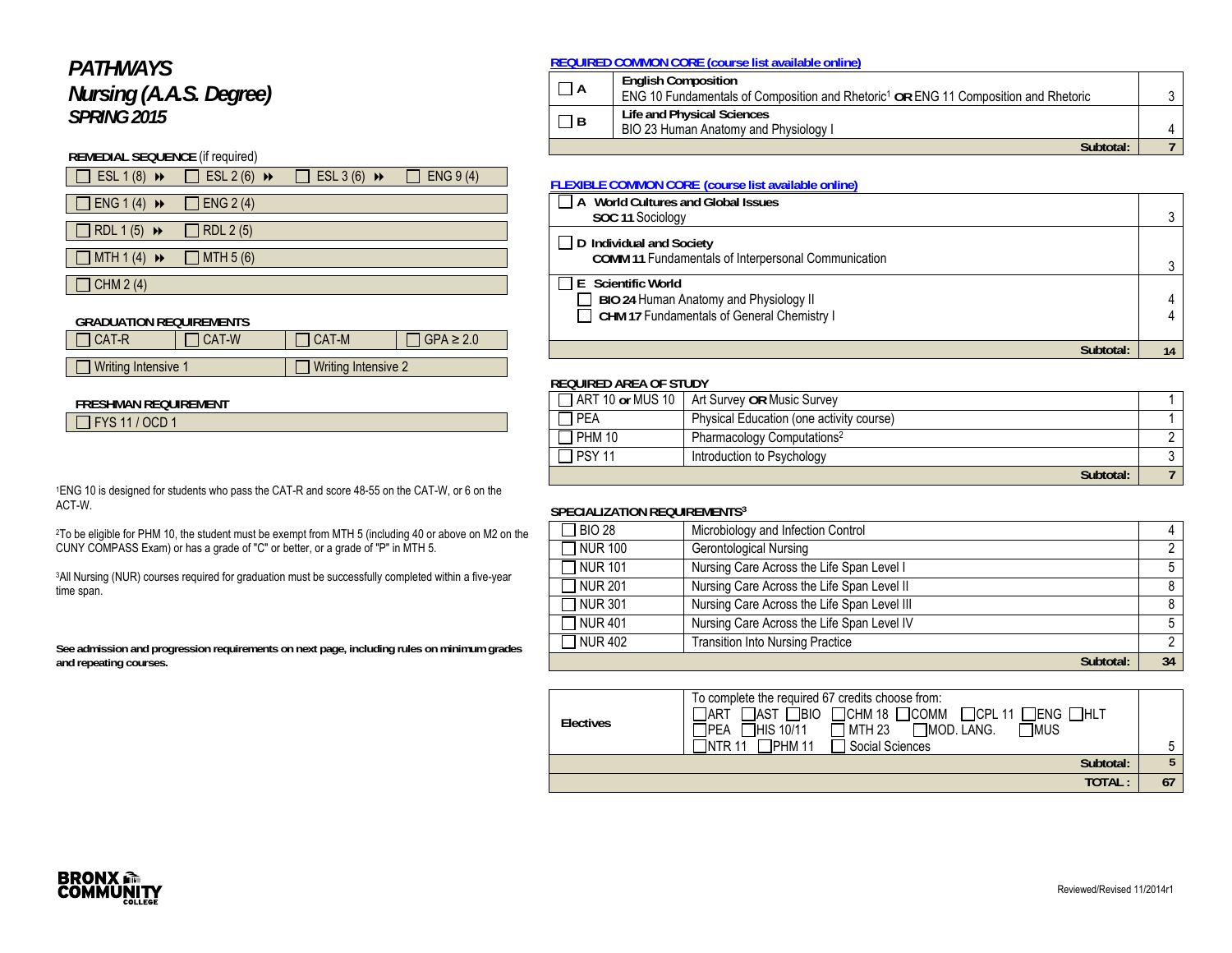# *PATHWAYS*
# *Nursing (A.A.S. Degree)*
## *SPRING 2015*

**REMEDIAL SEQUENCE** (if required)

| | | | |
|---|---|---|---|
| ☐ ESL 1 (8) ⏩ | ☐ ESL 2 (6) ⏩ | ☐ ESL 3 (6) ⏩ | ☐ ENG 9 (4) |
| ☐ ENG 1 (4) ⏩ | ☐ ENG 2 (4) | | |
| ☐ RDL 1 (5) ⏩ | ☐ RDL 2 (5) | | |
| ☐ MTH 1 (4) ⏩ | ☐ MTH 5 (6) | | |
| ☐ CHM 2 (4) | | | |

**GRADUATION REQUIREMENTS**

| | | | |
|---|---|---|---|
| ☐ CAT-R | ☐ CAT-W | ☐ CAT-M | ☐ GPA ≥ 2.0 |
| ☐ Writing Intensive 1 | | ☐ Writing Intensive 2 | |

**FRESHMAN REQUIREMENT**

☐ FYS 11 / OCD 1

[1]ENG 10 is designed for students who pass the CAT-R and score 48-55 on the CAT-W, or 6 on the ACT-W.

[2]To be eligible for PHM 10, the student must be exempt from MTH 5 (including 40 or above on M2 on the CUNY COMPASS Exam) or has a grade of "C" or better, or a grade of "P" in MTH 5.

[3]All Nursing (NUR) courses required for graduation must be successfully completed within a five-year time span.

**See admission and progression requirements on next page, including rules on minimum grades and repeating courses.**

**REQUIRED COMMON CORE (course list available online)**

| | | |
|---|---|---|
| ☐ A | **English Composition**<br>ENG 10 Fundamentals of Composition and Rhetoric[1] **OR** ENG 11 Composition and Rhetoric | 3 |
| ☐ B | **Life and Physical Sciences**<br>BIO 23 Human Anatomy and Physiology I | 4 |
| | **Subtotal:** | **7** |

**FLEXIBLE COMMON CORE (course list available online)**

| | |
|---|---|
| ☐ **A World Cultures and Global Issues**<br>**SOC 11** Sociology | 3 |
| ☐ **D Individual and Society**<br>**COMM 11** Fundamentals of Interpersonal Communication | 3 |
| ☐ **E Scientific World**<br>☐ **BIO 24** Human Anatomy and Physiology II<br>☐ **CHM 17** Fundamentals of General Chemistry I | 4<br>4 |
| **Subtotal:** | **14** |

**REQUIRED AREA OF STUDY**

| | | |
|---|---|---|
| ☐ ART 10 **or** MUS 10 | Art Survey **OR** Music Survey | 1 |
| ☐ PEA | Physical Education (one activity course) | 1 |
| ☐ PHM 10 | Pharmacology Computations[2] | 2 |
| ☐ PSY 11 | Introduction to Psychology | 3 |
| | **Subtotal:** | **7** |

**SPECIALIZATION REQUIREMENTS[3]**

| | | |
|---|---|---|
| ☐ BIO 28 | Microbiology and Infection Control | 4 |
| ☐ NUR 100 | Gerontological Nursing | 2 |
| ☐ NUR 101 | Nursing Care Across the Life Span Level I | 5 |
| ☐ NUR 201 | Nursing Care Across the Life Span Level II | 8 |
| ☐ NUR 301 | Nursing Care Across the Life Span Level III | 8 |
| ☐ NUR 401 | Nursing Care Across the Life Span Level IV | 5 |
| ☐ NUR 402 | Transition Into Nursing Practice | 2 |
| | **Subtotal:** | **34** |

| | | |
|---|---|---|
| **Electives** | To complete the required 67 credits choose from:<br>☐ART ☐AST ☐BIO ☐CHM 18 ☐COMM ☐CPL 11 ☐ENG ☐HLT<br>☐PEA ☐HIS 10/11 ☐MTH 23 ☐MOD. LANG. ☐MUS<br>☐NTR 11 ☐PHM 11 ☐Social Sciences | 5 |
| | **Subtotal:** | **5** |
| | **TOTAL :** | **67** |

Reviewed/Revised 11/2014r1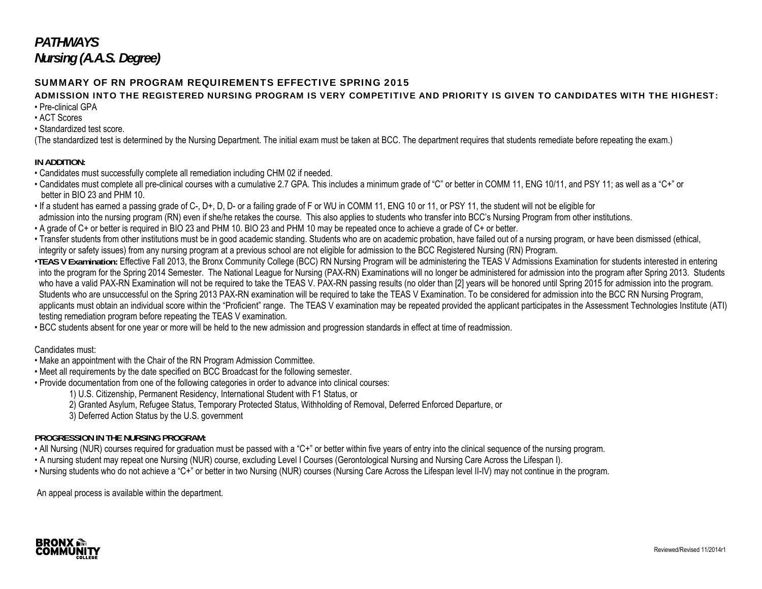# *PATHWAYS*
# *Nursing (A.A.S. Degree)*

## SUMMARY OF RN PROGRAM REQUIREMENTS EFFECTIVE SPRING 2015

### ADMISSION INTO THE REGISTERED NURSING PROGRAM IS VERY COMPETITIVE AND PRIORITY IS GIVEN TO CANDIDATES WITH THE HIGHEST:

- Pre-clinical GPA
- ACT Scores
- Standardized test score.

(The standardized test is determined by the Nursing Department. The initial exam must be taken at BCC. The department requires that students remediate before repeating the exam.)

**IN ADDITION:**

- Candidates must successfully complete all remediation including CHM 02 if needed.
- Candidates must complete all pre-clinical courses with a cumulative 2.7 GPA. This includes a minimum grade of "C" or better in COMM 11, ENG 10/11, and PSY 11; as well as a "C+" or better in BIO 23 and PHM 10.
- If a student has earned a passing grade of C-, D+, D, D- or a failing grade of F or WU in COMM 11, ENG 10 or 11, or PSY 11, the student will not be eligible for admission into the nursing program (RN) even if she/he retakes the course. This also applies to students who transfer into BCC's Nursing Program from other institutions.
- A grade of C+ or better is required in BIO 23 and PHM 10. BIO 23 and PHM 10 may be repeated once to achieve a grade of C+ or better.
- Transfer students from other institutions must be in good academic standing. Students who are on academic probation, have failed out of a nursing program, or have been dismissed (ethical, integrity or safety issues) from any nursing program at a previous school are not eligible for admission to the BCC Registered Nursing (RN) Program.
- **TEAS V Examination:** Effective Fall 2013, the Bronx Community College (BCC) RN Nursing Program will be administering the TEAS V Admissions Examination for students interested in entering into the program for the Spring 2014 Semester. The National League for Nursing (PAX-RN) Examinations will no longer be administered for admission into the program after Spring 2013. Students who have a valid PAX-RN Examination will not be required to take the TEAS V. PAX-RN passing results (no older than [2] years will be honored until Spring 2015 for admission into the program. Students who are unsuccessful on the Spring 2013 PAX-RN examination will be required to take the TEAS V Examination. To be considered for admission into the BCC RN Nursing Program, applicants must obtain an individual score within the "Proficient" range. The TEAS V examination may be repeated provided the applicant participates in the Assessment Technologies Institute (ATI) testing remediation program before repeating the TEAS V examination.
- BCC students absent for one year or more will be held to the new admission and progression standards in effect at time of readmission.

Candidates must:

- Make an appointment with the Chair of the RN Program Admission Committee.
- Meet all requirements by the date specified on BCC Broadcast for the following semester.
- Provide documentation from one of the following categories in order to advance into clinical courses:
  1) U.S. Citizenship, Permanent Residency, International Student with F1 Status, or
  2) Granted Asylum, Refugee Status, Temporary Protected Status, Withholding of Removal, Deferred Enforced Departure, or
  3) Deferred Action Status by the U.S. government

**PROGRESSION IN THE NURSING PROGRAM:**

- All Nursing (NUR) courses required for graduation must be passed with a "C+" or better within five years of entry into the clinical sequence of the nursing program.
- A nursing student may repeat one Nursing (NUR) course, excluding Level I Courses (Gerontological Nursing and Nursing Care Across the Lifespan I).
- Nursing students who do not achieve a "C+" or better in two Nursing (NUR) courses (Nursing Care Across the Lifespan level II-IV) may not continue in the program.

An appeal process is available within the department.

Reviewed/Revised 11/2014r1